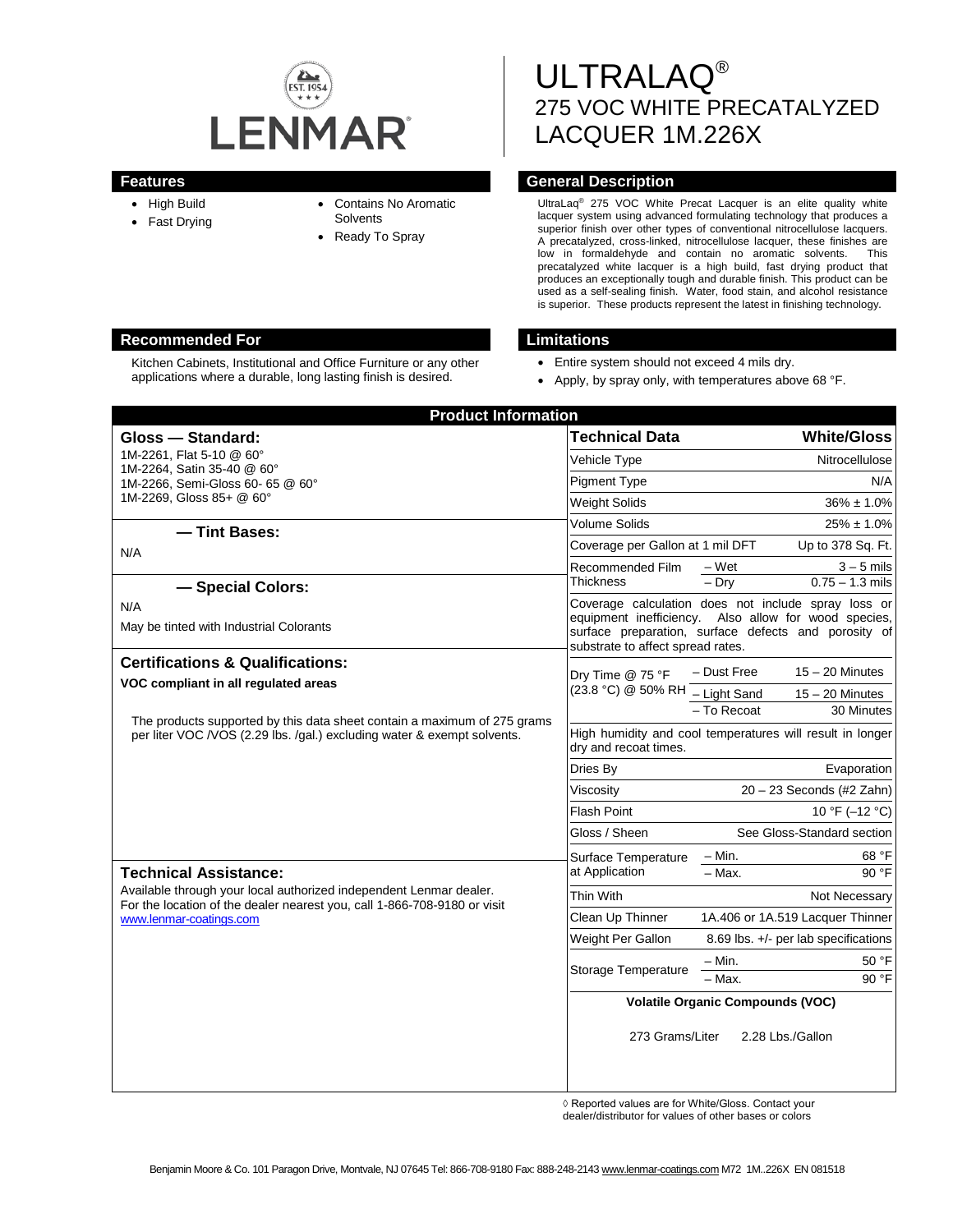LENMAR

# ULTRALAQ®
# 275 VOC WHITE PRECATALYZED LACQUER 1M.226X

## Features

- High Build
- Fast Drying
- Contains No Aromatic Solvents
- Ready To Spray

## General Description

UltraLaq® 275 VOC White Precat Lacquer is an elite quality white lacquer system using advanced formulating technology that produces a superior finish over other types of conventional nitrocellulose lacquers. A precatalyzed, cross-linked, nitrocellulose lacquer, these finishes are low in formaldehyde and contain no aromatic solvents. This precatalyzed white lacquer is a high build, fast drying product that produces an exceptionally tough and durable finish. This product can be used as a self-sealing finish. Water, food stain, and alcohol resistance is superior. These products represent the latest in finishing technology.

## Recommended For

Kitchen Cabinets, Institutional and Office Furniture or any other applications where a durable, long lasting finish is desired.

## Limitations

- Entire system should not exceed 4 mils dry.
- Apply, by spray only, with temperatures above 68 °F.

## Product Information

### Gloss — Standard:

1M-2261, Flat 5-10 @ 60°
1M-2264, Satin 35-40 @ 60°
1M-2266, Semi-Gloss 60- 65 @ 60°
1M-2269, Gloss 85+ @ 60°

### — Tint Bases:

N/A

### — Special Colors:

N/A

May be tinted with Industrial Colorants

### Certifications & Qualifications:

**VOC compliant in all regulated areas**

The products supported by this data sheet contain a maximum of 275 grams per liter VOC /VOS (2.29 lbs. /gal.) excluding water & exempt solvents.

### Technical Assistance:

Available through your local authorized independent Lenmar dealer. For the location of the dealer nearest you, call 1-866-708-9180 or visit www.lenmar-coatings.com

| Technical Data | | White/Gloss |
|---|---|---|
| Vehicle Type | | Nitrocellulose |
| Pigment Type | | N/A |
| Weight Solids | | 36% ± 1.0% |
| Volume Solids | | 25% ± 1.0% |
| Coverage per Gallon at 1 mil DFT | | Up to 378 Sq. Ft. |
| Recommended Film Thickness | – Wet | 3 – 5 mils |
| | – Dry | 0.75 – 1.3 mils |
| Coverage calculation does not include spray loss or equipment inefficiency. Also allow for wood species, surface preparation, surface defects and porosity of substrate to affect spread rates. | | |
| Dry Time @ 75 °F (23.8 °C) @ 50% RH | – Dust Free | 15 – 20 Minutes |
| | – Light Sand | 15 – 20 Minutes |
| | – To Recoat | 30 Minutes |
| High humidity and cool temperatures will result in longer dry and recoat times. | | |
| Dries By | | Evaporation |
| Viscosity | | 20 – 23 Seconds (#2 Zahn) |
| Flash Point | | 10 °F (–12 °C) |
| Gloss / Sheen | | See Gloss-Standard section |
| Surface Temperature at Application | – Min. | 68 °F |
| | – Max. | 90 °F |
| Thin With | | Not Necessary |
| Clean Up Thinner | | 1A.406 or 1A.519 Lacquer Thinner |
| Weight Per Gallon | | 8.69 lbs. +/- per lab specifications |
| Storage Temperature | – Min. | 50 °F |
| | – Max. | 90 °F |

**Volatile Organic Compounds (VOC)**

273 Grams/Liter 2.28 Lbs./Gallon

◊ Reported values are for White/Gloss. Contact your dealer/distributor for values of other bases or colors

Benjamin Moore & Co. 101 Paragon Drive, Montvale, NJ 07645 Tel: 866-708-9180 Fax: 888-248-2143 www.lenmar-coatings.com M72 1M..226X EN 081518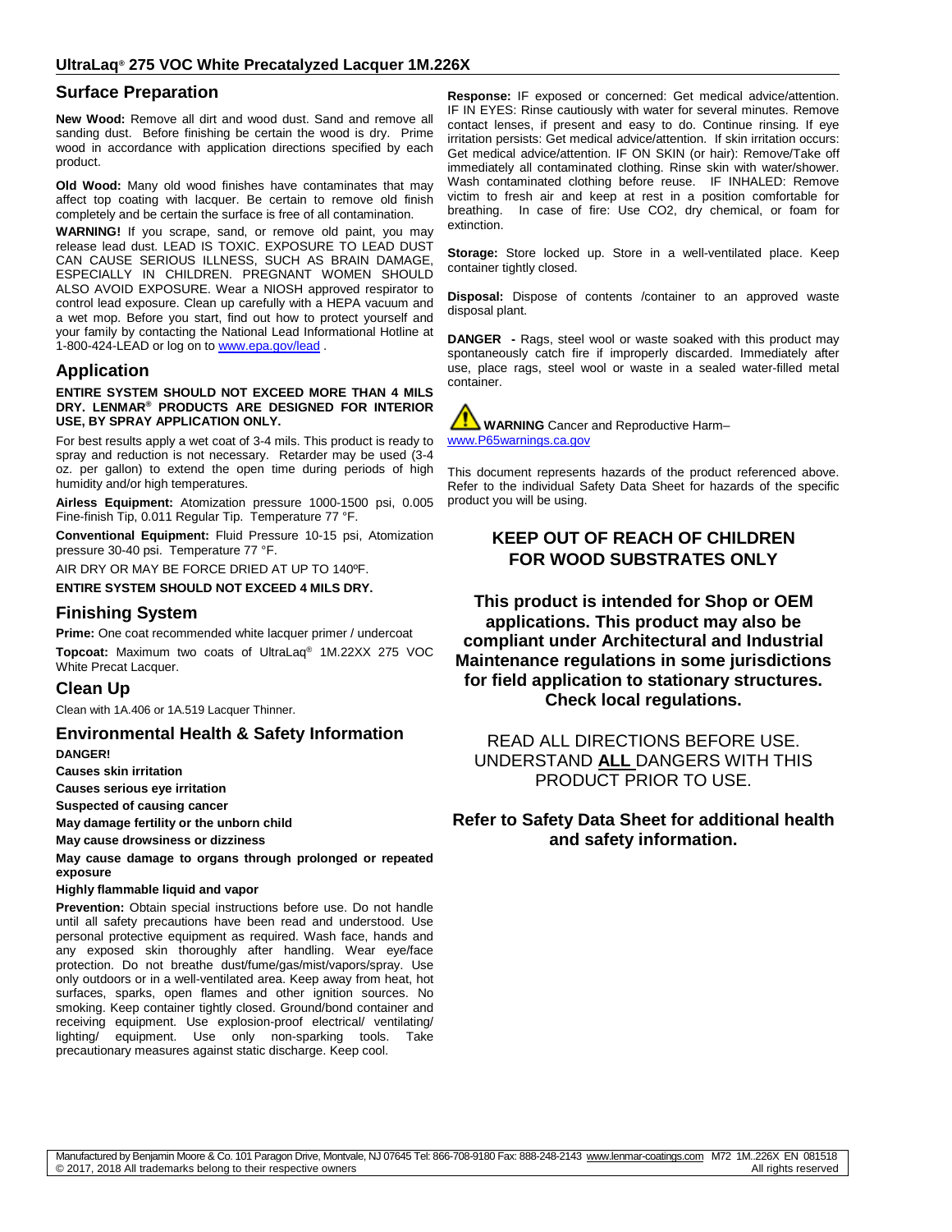## Surface Preparation

**New Wood:** Remove all dirt and wood dust. Sand and remove all sanding dust. Before finishing be certain the wood is dry. Prime wood in accordance with application directions specified by each product.

**Old Wood:** Many old wood finishes have contaminates that may affect top coating with lacquer. Be certain to remove old finish completely and be certain the surface is free of all contamination.

**WARNING!** If you scrape, sand, or remove old paint, you may release lead dust. LEAD IS TOXIC. EXPOSURE TO LEAD DUST CAN CAUSE SERIOUS ILLNESS, SUCH AS BRAIN DAMAGE, ESPECIALLY IN CHILDREN. PREGNANT WOMEN SHOULD ALSO AVOID EXPOSURE. Wear a NIOSH approved respirator to control lead exposure. Clean up carefully with a HEPA vacuum and a wet mop. Before you start, find out how to protect yourself and your family by contacting the National Lead Informational Hotline at 1-800-424-LEAD or log on to www.epa.gov/lead .

## Application

**ENTIRE SYSTEM SHOULD NOT EXCEED MORE THAN 4 MILS DRY. LENMAR® PRODUCTS ARE DESIGNED FOR INTERIOR USE, BY SPRAY APPLICATION ONLY.**

For best results apply a wet coat of 3-4 mils. This product is ready to spray and reduction is not necessary. Retarder may be used (3-4 oz. per gallon) to extend the open time during periods of high humidity and/or high temperatures.

**Airless Equipment:** Atomization pressure 1000-1500 psi, 0.005 Fine-finish Tip, 0.011 Regular Tip. Temperature 77 °F.

**Conventional Equipment:** Fluid Pressure 10-15 psi, Atomization pressure 30-40 psi. Temperature 77 °F.

AIR DRY OR MAY BE FORCE DRIED AT UP TO 140ºF.

**ENTIRE SYSTEM SHOULD NOT EXCEED 4 MILS DRY.**

## Finishing System

**Prime:** One coat recommended white lacquer primer / undercoat

**Topcoat:** Maximum two coats of UltraLaq® 1M.22XX 275 VOC White Precat Lacquer.

## Clean Up

Clean with 1A.406 or 1A.519 Lacquer Thinner.

## Environmental Health & Safety Information

**DANGER!**

**Causes skin irritation**

**Causes serious eye irritation**

**Suspected of causing cancer**

**May damage fertility or the unborn child**

**May cause drowsiness or dizziness**

**May cause damage to organs through prolonged or repeated exposure**

**Highly flammable liquid and vapor**

**Prevention:** Obtain special instructions before use. Do not handle until all safety precautions have been read and understood. Use personal protective equipment as required. Wash face, hands and any exposed skin thoroughly after handling. Wear eye/face protection. Do not breathe dust/fume/gas/mist/vapors/spray. Use only outdoors or in a well-ventilated area. Keep away from heat, hot surfaces, sparks, open flames and other ignition sources. No smoking. Keep container tightly closed. Ground/bond container and receiving equipment. Use explosion-proof electrical/ ventilating/ lighting/ equipment. Use only non-sparking tools. Take precautionary measures against static discharge. Keep cool.

**Response:** IF exposed or concerned: Get medical advice/attention. IF IN EYES: Rinse cautiously with water for several minutes. Remove contact lenses, if present and easy to do. Continue rinsing. If eye irritation persists: Get medical advice/attention. If skin irritation occurs: Get medical advice/attention. IF ON SKIN (or hair): Remove/Take off immediately all contaminated clothing. Rinse skin with water/shower. Wash contaminated clothing before reuse. IF INHALED: Remove victim to fresh air and keep at rest in a position comfortable for breathing. In case of fire: Use CO2, dry chemical, or foam for extinction.

**Storage:** Store locked up. Store in a well-ventilated place. Keep container tightly closed.

**Disposal:** Dispose of contents /container to an approved waste disposal plant.

**DANGER -** Rags, steel wool or waste soaked with this product may spontaneously catch fire if improperly discarded. Immediately after use, place rags, steel wool or waste in a sealed water-filled metal container.

**WARNING** Cancer and Reproductive Harm– www.P65warnings.ca.gov

This document represents hazards of the product referenced above. Refer to the individual Safety Data Sheet for hazards of the specific product you will be using.

**KEEP OUT OF REACH OF CHILDREN**
**FOR WOOD SUBSTRATES ONLY**

**This product is intended for Shop or OEM applications. This product may also be compliant under Architectural and Industrial Maintenance regulations in some jurisdictions for field application to stationary structures. Check local regulations.**

READ ALL DIRECTIONS BEFORE USE. UNDERSTAND **ALL** DANGERS WITH THIS PRODUCT PRIOR TO USE.

**Refer to Safety Data Sheet for additional health and safety information.**

Manufactured by Benjamin Moore & Co. 101 Paragon Drive, Montvale, NJ 07645 Tel: 866-708-9180 Fax: 888-248-2143 www.lenmar-coatings.com M72 1M..226X EN 081518
© 2017, 2018 All trademarks belong to their respective owners All rights reserved